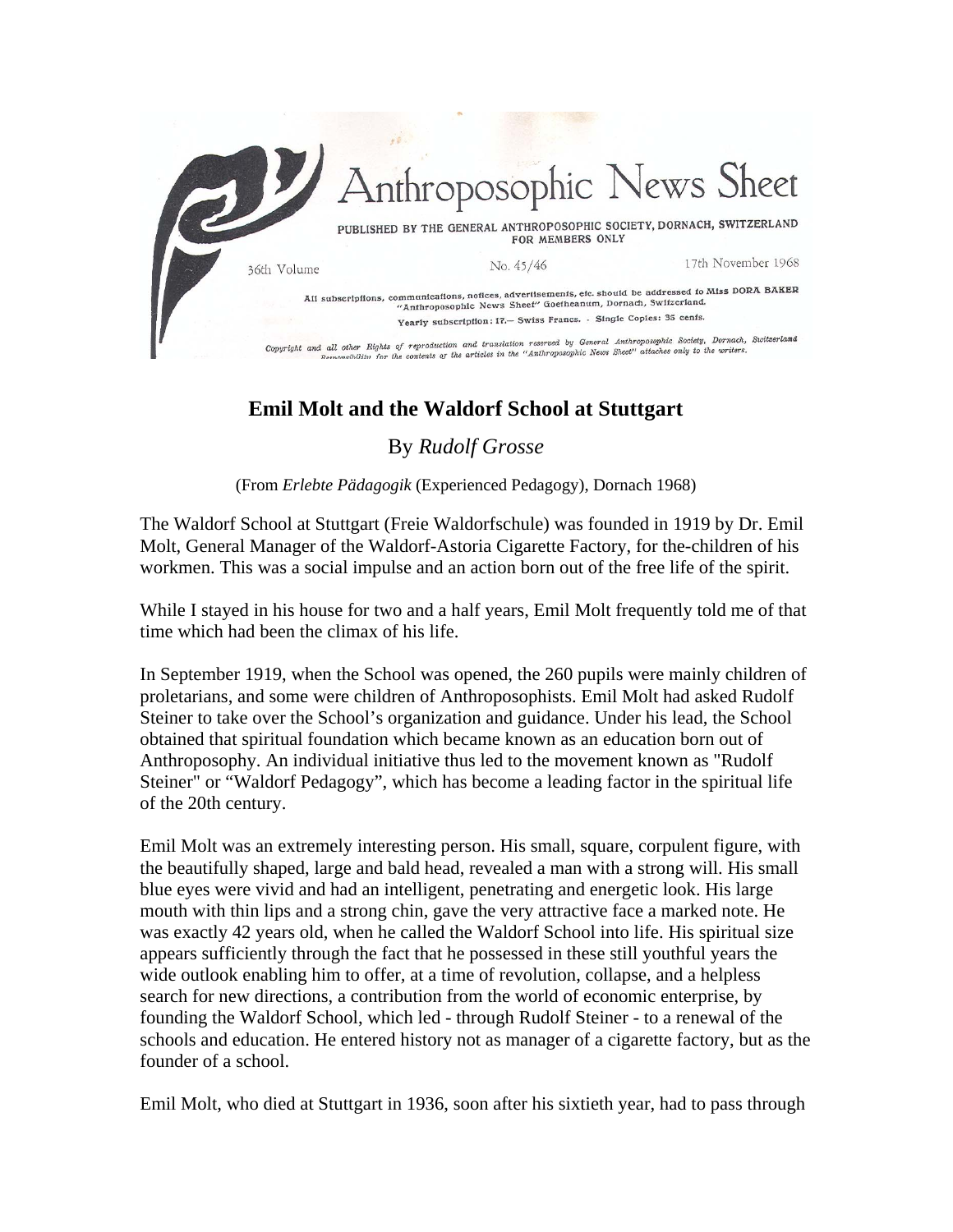# Anthroposophic News Sheet

PUBLISHED BY THE GENERAL ANTHROPOSOPHIC SOCIETY, DORNACH, SWITZERLAND
FOR MEMBERS ONLY

36th Volume — No. 45/46 — 17th November 1968

All subscriptions, communications, notices, advertisements, etc. should be addressed to Miss DORA BAKER "Anthroposophic News Sheet" Goetheanum, Dornach, Switzerland.

Yearly subscription: 17.— Swiss Francs. - Single Copies: 35 cents.

Copyright and all other Rights of reproduction and translation reserved by General Anthroposophic Society, Dornach, Switzerland. Responsibility for the contents of the articles in the "Anthroposophic News Sheet" attaches only to the writers.

## Emil Molt and the Waldorf School at Stuttgart

By *Rudolf Grosse*

(From *Erlebte Pädagogik* (Experienced Pedagogy), Dornach 1968)

The Waldorf School at Stuttgart (Freie Waldorfschule) was founded in 1919 by Dr. Emil Molt, General Manager of the Waldorf-Astoria Cigarette Factory, for the-children of his workmen. This was a social impulse and an action born out of the free life of the spirit.

While I stayed in his house for two and a half years, Emil Molt frequently told me of that time which had been the climax of his life.

In September 1919, when the School was opened, the 260 pupils were mainly children of proletarians, and some were children of Anthroposophists. Emil Molt had asked Rudolf Steiner to take over the School's organization and guidance. Under his lead, the School obtained that spiritual foundation which became known as an education born out of Anthroposophy. An individual initiative thus led to the movement known as "Rudolf Steiner" or "Waldorf Pedagogy", which has become a leading factor in the spiritual life of the 20th century.

Emil Molt was an extremely interesting person. His small, square, corpulent figure, with the beautifully shaped, large and bald head, revealed a man with a strong will. His small blue eyes were vivid and had an intelligent, penetrating and energetic look. His large mouth with thin lips and a strong chin, gave the very attractive face a marked note. He was exactly 42 years old, when he called the Waldorf School into life. His spiritual size appears sufficiently through the fact that he possessed in these still youthful years the wide outlook enabling him to offer, at a time of revolution, collapse, and a helpless search for new directions, a contribution from the world of economic enterprise, by founding the Waldorf School, which led - through Rudolf Steiner - to a renewal of the schools and education. He entered history not as manager of a cigarette factory, but as the founder of a school.

Emil Molt, who died at Stuttgart in 1936, soon after his sixtieth year, had to pass through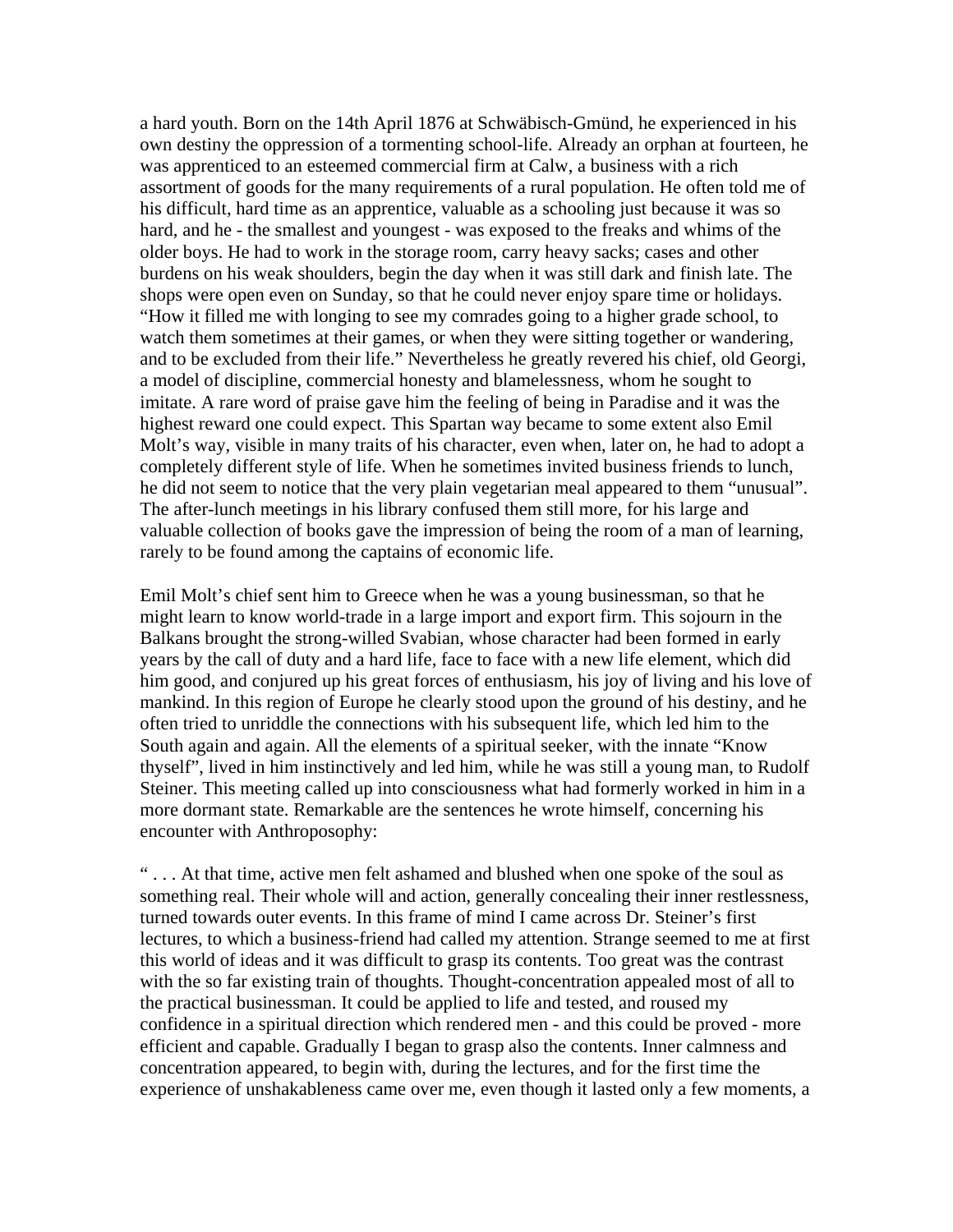a hard youth. Born on the 14th April 1876 at Schwäbisch-Gmünd, he experienced in his own destiny the oppression of a tormenting school-life. Already an orphan at fourteen, he was apprenticed to an esteemed commercial firm at Calw, a business with a rich assortment of goods for the many requirements of a rural population. He often told me of his difficult, hard time as an apprentice, valuable as a schooling just because it was so hard, and he - the smallest and youngest - was exposed to the freaks and whims of the older boys. He had to work in the storage room, carry heavy sacks; cases and other burdens on his weak shoulders, begin the day when it was still dark and finish late. The shops were open even on Sunday, so that he could never enjoy spare time or holidays. "How it filled me with longing to see my comrades going to a higher grade school, to watch them sometimes at their games, or when they were sitting together or wandering, and to be excluded from their life." Nevertheless he greatly revered his chief, old Georgi, a model of discipline, commercial honesty and blamelessness, whom he sought to imitate. A rare word of praise gave him the feeling of being in Paradise and it was the highest reward one could expect. This Spartan way became to some extent also Emil Molt's way, visible in many traits of his character, even when, later on, he had to adopt a completely different style of life. When he sometimes invited business friends to lunch, he did not seem to notice that the very plain vegetarian meal appeared to them "unusual". The after-lunch meetings in his library confused them still more, for his large and valuable collection of books gave the impression of being the room of a man of learning, rarely to be found among the captains of economic life.

Emil Molt's chief sent him to Greece when he was a young businessman, so that he might learn to know world-trade in a large import and export firm. This sojourn in the Balkans brought the strong-willed Svabian, whose character had been formed in early years by the call of duty and a hard life, face to face with a new life element, which did him good, and conjured up his great forces of enthusiasm, his joy of living and his love of mankind. In this region of Europe he clearly stood upon the ground of his destiny, and he often tried to unriddle the connections with his subsequent life, which led him to the South again and again. All the elements of a spiritual seeker, with the innate "Know thyself", lived in him instinctively and led him, while he was still a young man, to Rudolf Steiner. This meeting called up into consciousness what had formerly worked in him in a more dormant state. Remarkable are the sentences he wrote himself, concerning his encounter with Anthroposophy:

" . . . At that time, active men felt ashamed and blushed when one spoke of the soul as something real. Their whole will and action, generally concealing their inner restlessness, turned towards outer events. In this frame of mind I came across Dr. Steiner's first lectures, to which a business-friend had called my attention. Strange seemed to me at first this world of ideas and it was difficult to grasp its contents. Too great was the contrast with the so far existing train of thoughts. Thought-concentration appealed most of all to the practical businessman. It could be applied to life and tested, and roused my confidence in a spiritual direction which rendered men - and this could be proved - more efficient and capable. Gradually I began to grasp also the contents. Inner calmness and concentration appeared, to begin with, during the lectures, and for the first time the experience of unshakableness came over me, even though it lasted only a few moments, a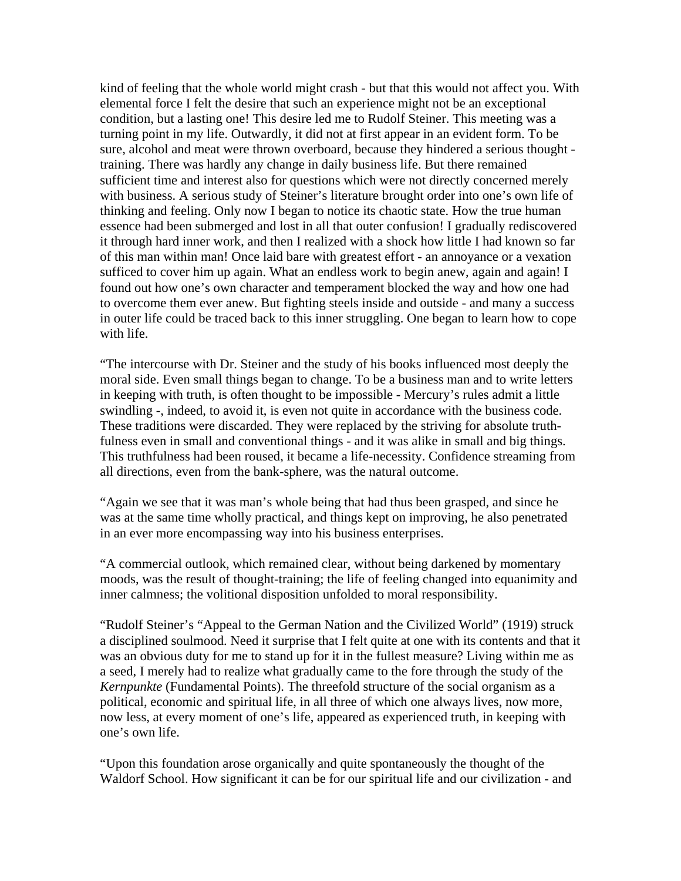kind of feeling that the whole world might crash - but that this would not affect you. With elemental force I felt the desire that such an experience might not be an exceptional condition, but a lasting one! This desire led me to Rudolf Steiner. This meeting was a turning point in my life. Outwardly, it did not at first appear in an evident form. To be sure, alcohol and meat were thrown overboard, because they hindered a serious thought - training. There was hardly any change in daily business life. But there remained sufficient time and interest also for questions which were not directly concerned merely with business. A serious study of Steiner's literature brought order into one's own life of thinking and feeling. Only now I began to notice its chaotic state. How the true human essence had been submerged and lost in all that outer confusion! I gradually rediscovered it through hard inner work, and then I realized with a shock how little I had known so far of this man within man! Once laid bare with greatest effort - an annoyance or a vexation sufficed to cover him up again. What an endless work to begin anew, again and again! I found out how one's own character and temperament blocked the way and how one had to overcome them ever anew. But fighting steels inside and outside - and many a success in outer life could be traced back to this inner struggling. One began to learn how to cope with life.

"The intercourse with Dr. Steiner and the study of his books influenced most deeply the moral side. Even small things began to change. To be a business man and to write letters in keeping with truth, is often thought to be impossible - Mercury's rules admit a little swindling -, indeed, to avoid it, is even not quite in accordance with the business code. These traditions were discarded. They were replaced by the striving for absolute truth-fulness even in small and conventional things - and it was alike in small and big things. This truthfulness had been roused, it became a life-necessity. Confidence streaming from all directions, even from the bank-sphere, was the natural outcome.

"Again we see that it was man's whole being that had thus been grasped, and since he was at the same time wholly practical, and things kept on improving, he also penetrated in an ever more encompassing way into his business enterprises.

"A commercial outlook, which remained clear, without being darkened by momentary moods, was the result of thought-training; the life of feeling changed into equanimity and inner calmness; the volitional disposition unfolded to moral responsibility.

"Rudolf Steiner's "Appeal to the German Nation and the Civilized World" (1919) struck a disciplined soulmood. Need it surprise that I felt quite at one with its contents and that it was an obvious duty for me to stand up for it in the fullest measure? Living within me as a seed, I merely had to realize what gradually came to the fore through the study of the *Kernpunkte* (Fundamental Points). The threefold structure of the social organism as a political, economic and spiritual life, in all three of which one always lives, now more, now less, at every moment of one's life, appeared as experienced truth, in keeping with one's own life.

"Upon this foundation arose organically and quite spontaneously the thought of the Waldorf School. How significant it can be for our spiritual life and our civilization - and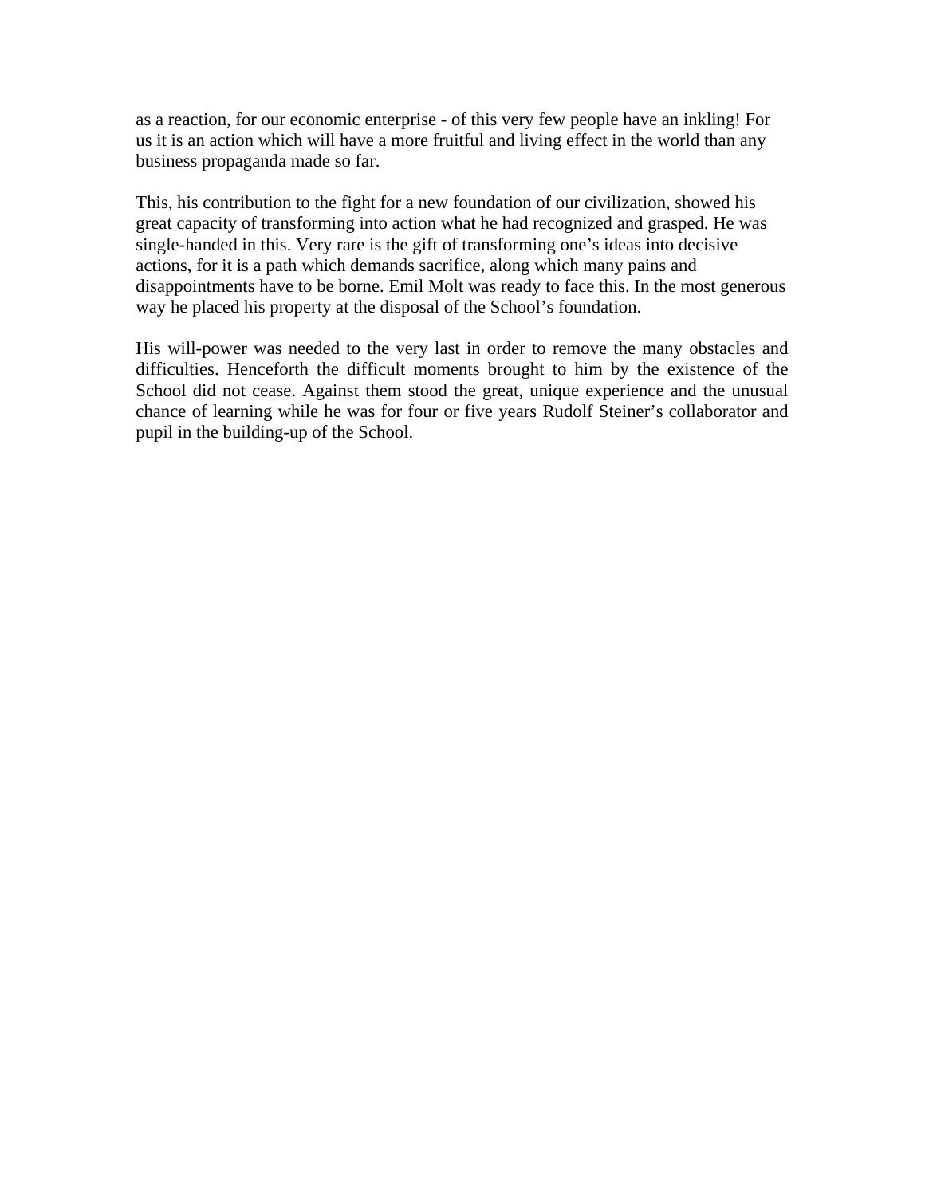as a reaction, for our economic enterprise - of this very few people have an inkling! For us it is an action which will have a more fruitful and living effect in the world than any business propaganda made so far.

This, his contribution to the fight for a new foundation of our civilization, showed his great capacity of transforming into action what he had recognized and grasped. He was single-handed in this. Very rare is the gift of transforming one's ideas into decisive actions, for it is a path which demands sacrifice, along which many pains and disappointments have to be borne. Emil Molt was ready to face this. In the most generous way he placed his property at the disposal of the School's foundation.

His will-power was needed to the very last in order to remove the many obstacles and difficulties. Henceforth the difficult moments brought to him by the existence of the School did not cease. Against them stood the great, unique experience and the unusual chance of learning while he was for four or five years Rudolf Steiner's collaborator and pupil in the building-up of the School.